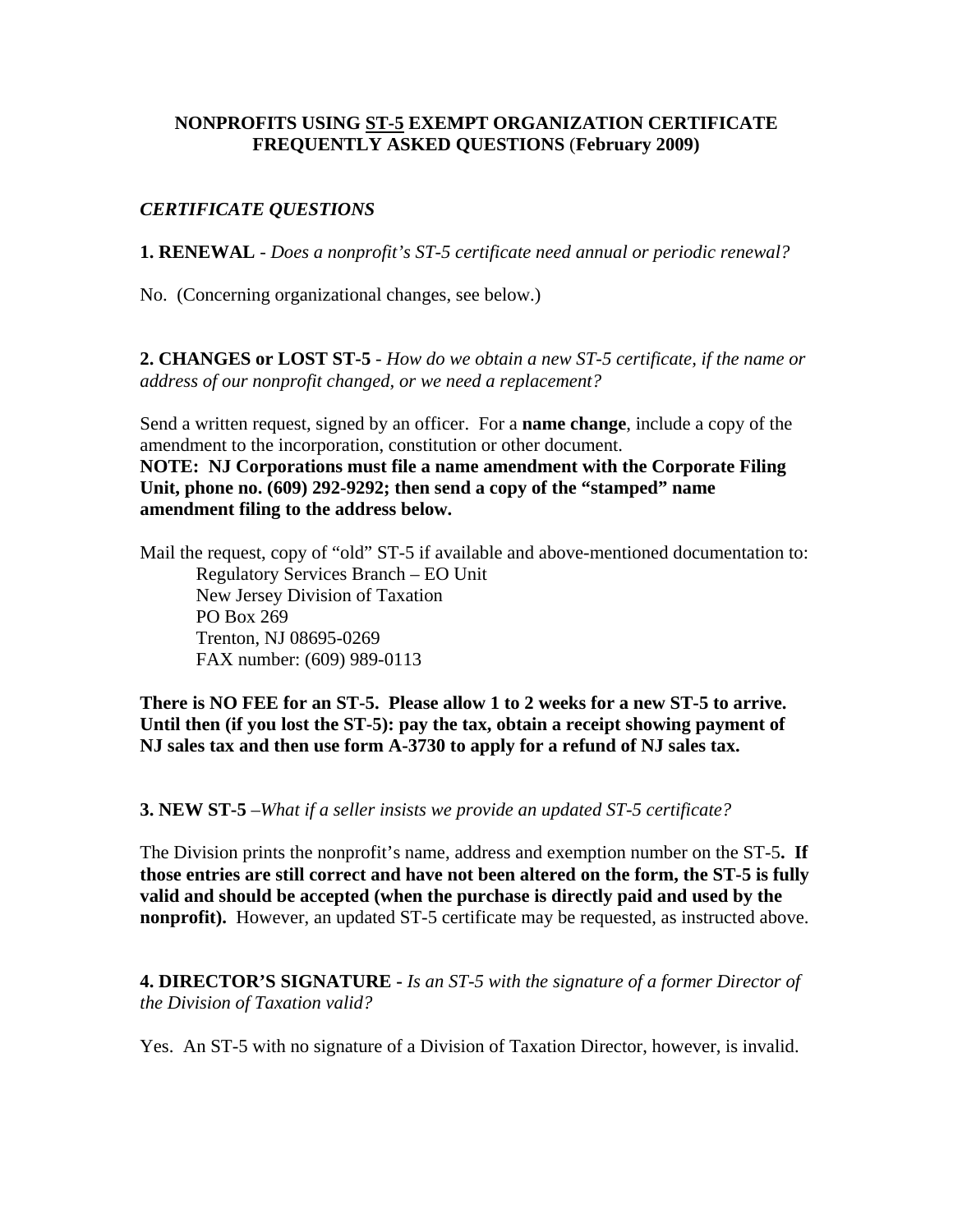# NONPROFITS USING ST-5 EXEMPT ORGANIZATION CERTIFICATE FREQUENTLY ASKED QUESTIONS (February 2009)

## *CERTIFICATE QUESTIONS*

**1. RENEWAL** - *Does a nonprofit's ST-5 certificate need annual or periodic renewal?*

No. (Concerning organizational changes, see below.)

**2. CHANGES or LOST ST-5** - *How do we obtain a new ST-5 certificate, if the name or address of our nonprofit changed, or we need a replacement?*

Send a written request, signed by an officer. For a **name change**, include a copy of the amendment to the incorporation, constitution or other document.
**NOTE: NJ Corporations must file a name amendment with the Corporate Filing Unit, phone no. (609) 292-9292; then send a copy of the "stamped" name amendment filing to the address below.**

Mail the request, copy of "old" ST-5 if available and above-mentioned documentation to:

Regulatory Services Branch – EO Unit
New Jersey Division of Taxation
PO Box 269
Trenton, NJ 08695-0269
FAX number: (609) 989-0113

**There is NO FEE for an ST-5. Please allow 1 to 2 weeks for a new ST-5 to arrive. Until then (if you lost the ST-5): pay the tax, obtain a receipt showing payment of NJ sales tax and then use form A-3730 to apply for a refund of NJ sales tax.**

**3. NEW ST-5** –*What if a seller insists we provide an updated ST-5 certificate?*

The Division prints the nonprofit's name, address and exemption number on the ST-5**. If those entries are still correct and have not been altered on the form, the ST-5 is fully valid and should be accepted (when the purchase is directly paid and used by the nonprofit).** However, an updated ST-5 certificate may be requested, as instructed above.

**4. DIRECTOR'S SIGNATURE -** *Is an ST-5 with the signature of a former Director of the Division of Taxation valid?*

Yes. An ST-5 with no signature of a Division of Taxation Director, however, is invalid.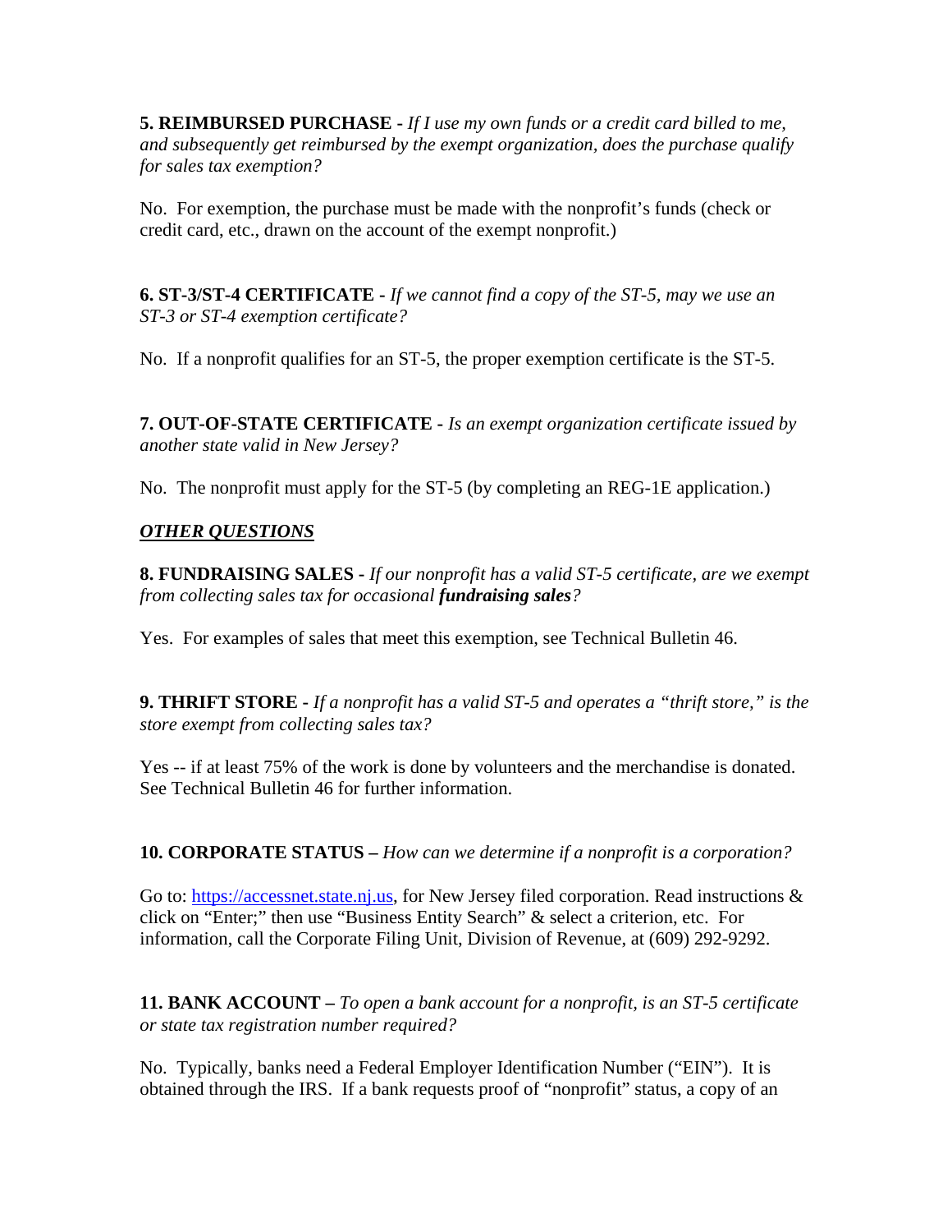**5. REIMBURSED PURCHASE -** *If I use my own funds or a credit card billed to me, and subsequently get reimbursed by the exempt organization, does the purchase qualify for sales tax exemption?*

No. For exemption, the purchase must be made with the nonprofit's funds (check or credit card, etc., drawn on the account of the exempt nonprofit.)

**6. ST-3/ST-4 CERTIFICATE -** *If we cannot find a copy of the ST-5, may we use an ST-3 or ST-4 exemption certificate?*

No. If a nonprofit qualifies for an ST-5, the proper exemption certificate is the ST-5.

**7. OUT-OF-STATE CERTIFICATE -** *Is an exempt organization certificate issued by another state valid in New Jersey?*

No. The nonprofit must apply for the ST-5 (by completing an REG-1E application.)

## ***OTHER QUESTIONS***

**8. FUNDRAISING SALES -** *If our nonprofit has a valid ST-5 certificate, are we exempt from collecting sales tax for occasional* ***fundraising sales****?*

Yes. For examples of sales that meet this exemption, see Technical Bulletin 46.

**9. THRIFT STORE -** *If a nonprofit has a valid ST-5 and operates a "thrift store," is the store exempt from collecting sales tax?*

Yes -- if at least 75% of the work is done by volunteers and the merchandise is donated. See Technical Bulletin 46 for further information.

**10. CORPORATE STATUS –** *How can we determine if a nonprofit is a corporation?*

Go to: https://accessnet.state.nj.us, for New Jersey filed corporation. Read instructions & click on "Enter;" then use "Business Entity Search" & select a criterion, etc. For information, call the Corporate Filing Unit, Division of Revenue, at (609) 292-9292.

**11. BANK ACCOUNT –** *To open a bank account for a nonprofit, is an ST-5 certificate or state tax registration number required?*

No. Typically, banks need a Federal Employer Identification Number ("EIN"). It is obtained through the IRS. If a bank requests proof of "nonprofit" status, a copy of an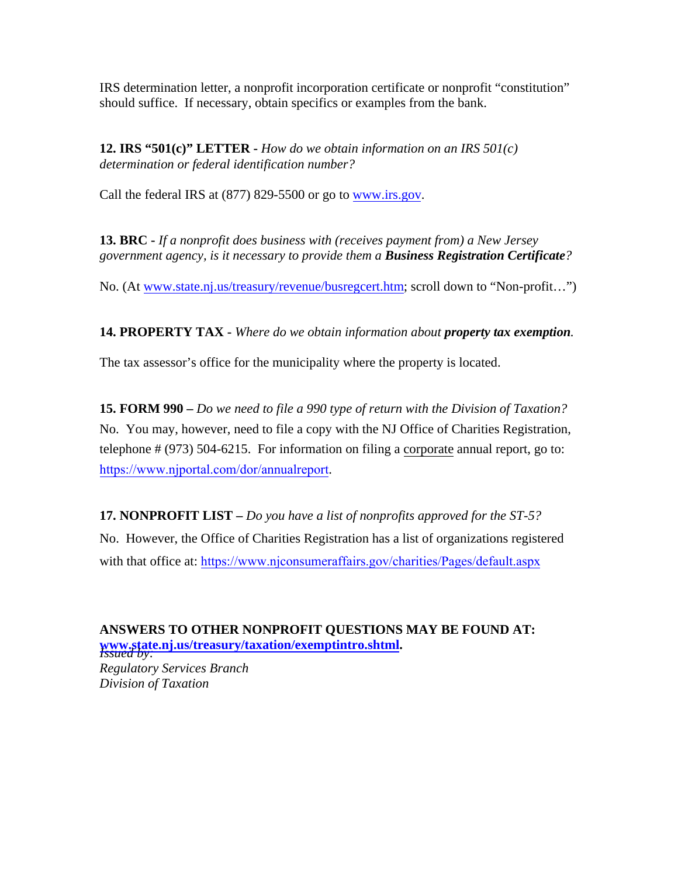IRS determination letter, a nonprofit incorporation certificate or nonprofit "constitution" should suffice. If necessary, obtain specifics or examples from the bank.

**12. IRS "501(c)" LETTER -** *How do we obtain information on an IRS 501(c) determination or federal identification number?*

Call the federal IRS at (877) 829-5500 or go to www.irs.gov.

**13. BRC -** *If a nonprofit does business with (receives payment from) a New Jersey government agency, is it necessary to provide them a* ***Business Registration Certificate****?*

No. (At www.state.nj.us/treasury/revenue/busregcert.htm; scroll down to "Non-profit…")

**14. PROPERTY TAX -** *Where do we obtain information about* ***property tax exemption****.*

The tax assessor's office for the municipality where the property is located.

**15. FORM 990 –** *Do we need to file a 990 type of return with the Division of Taxation?*
No. You may, however, need to file a copy with the NJ Office of Charities Registration, telephone # (973) 504-6215. For information on filing a corporate annual report, go to: https://www.njportal.com/dor/annualreport.

**17. NONPROFIT LIST –** *Do you have a list of nonprofits approved for the ST-5?*
No. However, the Office of Charities Registration has a list of organizations registered with that office at: https://www.njconsumeraffairs.gov/charities/Pages/default.aspx

**ANSWERS TO OTHER NONPROFIT QUESTIONS MAY BE FOUND AT: www.state.nj.us/treasury/taxation/exemptintro.shtml.**

*Issued by:*
*Regulatory Services Branch*
*Division of Taxation*